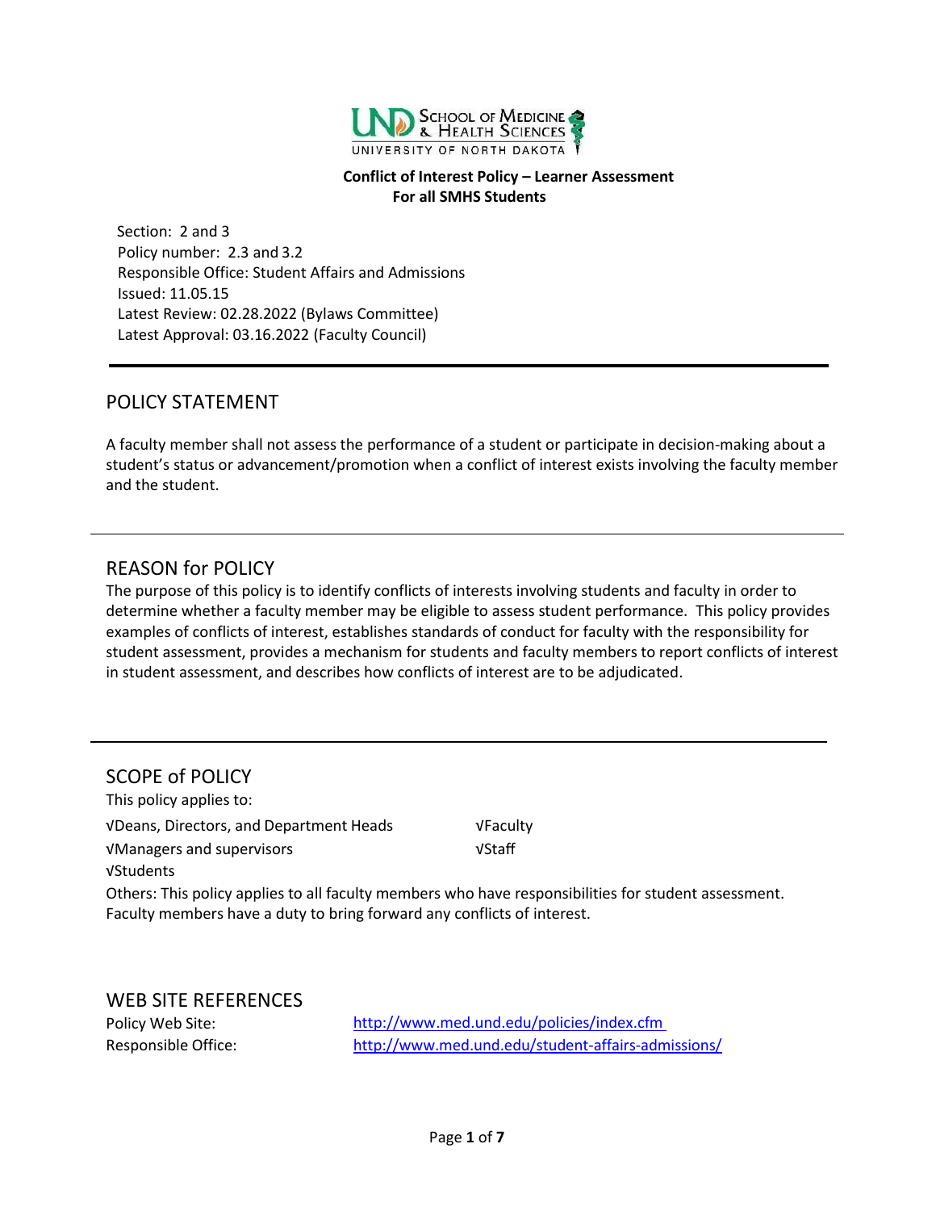**Conflict of Interest Policy – Learner Assessment**
**For all SMHS Students**

Section: 2 and 3
Policy number: 2.3 and 3.2
Responsible Office: Student Affairs and Admissions
Issued: 11.05.15
Latest Review: 02.28.2022 (Bylaws Committee)
Latest Approval: 03.16.2022 (Faculty Council)

## POLICY STATEMENT

A faculty member shall not assess the performance of a student or participate in decision-making about a student's status or advancement/promotion when a conflict of interest exists involving the faculty member and the student.

## REASON for POLICY

The purpose of this policy is to identify conflicts of interests involving students and faculty in order to determine whether a faculty member may be eligible to assess student performance. This policy provides examples of conflicts of interest, establishes standards of conduct for faculty with the responsibility for student assessment, provides a mechanism for students and faculty members to report conflicts of interest in student assessment, and describes how conflicts of interest are to be adjudicated.

## SCOPE of POLICY

This policy applies to:

√Deans, Directors, and Department Heads
√Faculty
√Managers and supervisors
√Staff
√Students

Others: This policy applies to all faculty members who have responsibilities for student assessment. Faculty members have a duty to bring forward any conflicts of interest.

## WEB SITE REFERENCES

Policy Web Site: http://www.med.und.edu/policies/index.cfm
Responsible Office: http://www.med.und.edu/student-affairs-admissions/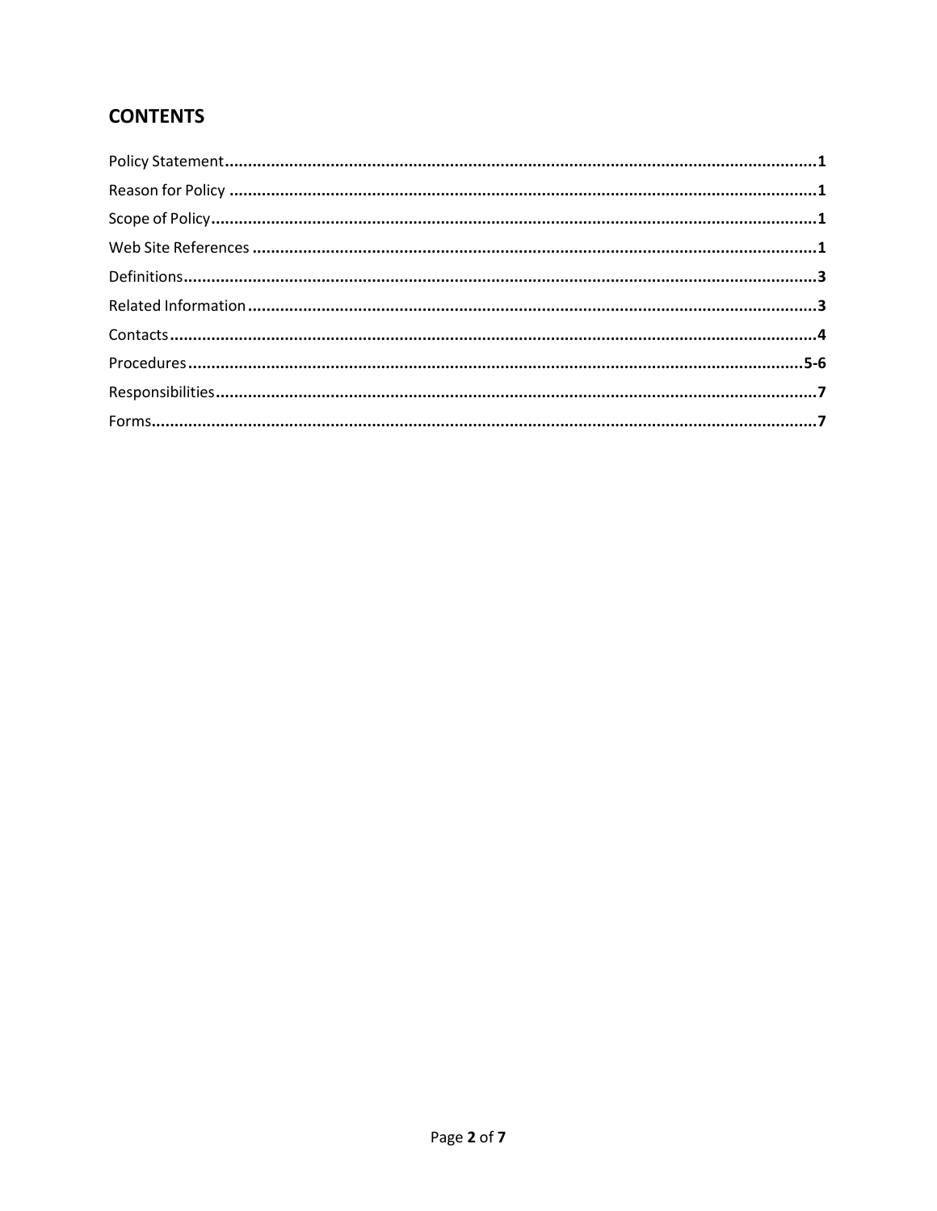## CONTENTS

| Section | Page |
|---|---|
| Policy Statement | **1** |
| Reason for Policy | **1** |
| Scope of Policy | **1** |
| Web Site References | **1** |
| Definitions | **3** |
| Related Information | **3** |
| Contacts | **4** |
| Procedures | **5-6** |
| Responsibilities | **7** |
| Forms | **7** |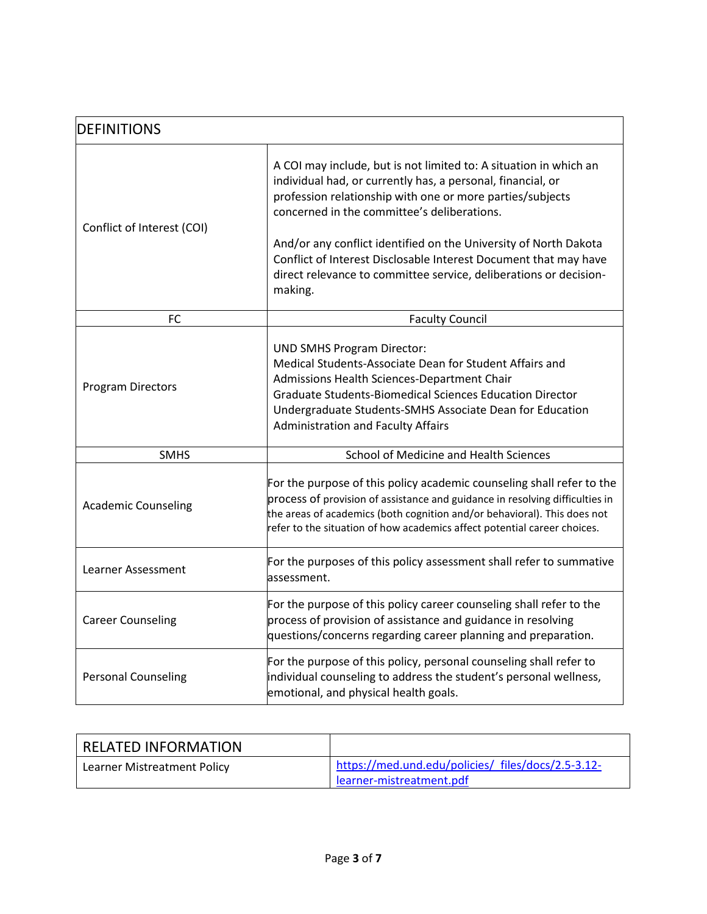| DEFINITIONS | |
| --- | --- |
| Conflict of Interest (COI) | A COI may include, but is not limited to: A situation in which an individual had, or currently has, a personal, financial, or profession relationship with one or more parties/subjects concerned in the committee's deliberations.<br><br>And/or any conflict identified on the University of North Dakota Conflict of Interest Disclosable Interest Document that may have direct relevance to committee service, deliberations or decision-making. |
| FC | Faculty Council |
| Program Directors | UND SMHS Program Director:<br>Medical Students-Associate Dean for Student Affairs and Admissions Health Sciences-Department Chair<br>Graduate Students-Biomedical Sciences Education Director<br>Undergraduate Students-SMHS Associate Dean for Education Administration and Faculty Affairs |
| SMHS | School of Medicine and Health Sciences |
| Academic Counseling | For the purpose of this policy academic counseling shall refer to the process of provision of assistance and guidance in resolving difficulties in the areas of academics (both cognition and/or behavioral). This does not refer to the situation of how academics affect potential career choices. |
| Learner Assessment | For the purposes of this policy assessment shall refer to summative assessment. |
| Career Counseling | For the purpose of this policy career counseling shall refer to the process of provision of assistance and guidance in resolving questions/concerns regarding career planning and preparation. |
| Personal Counseling | For the purpose of this policy, personal counseling shall refer to individual counseling to address the student's personal wellness, emotional, and physical health goals. |

| RELATED INFORMATION | |
| --- | --- |
| Learner Mistreatment Policy | [https://med.und.edu/policies/_files/docs/2.5-3.12-learner-mistreatment.pdf](https://med.und.edu/policies/_files/docs/2.5-3.12-learner-mistreatment.pdf) |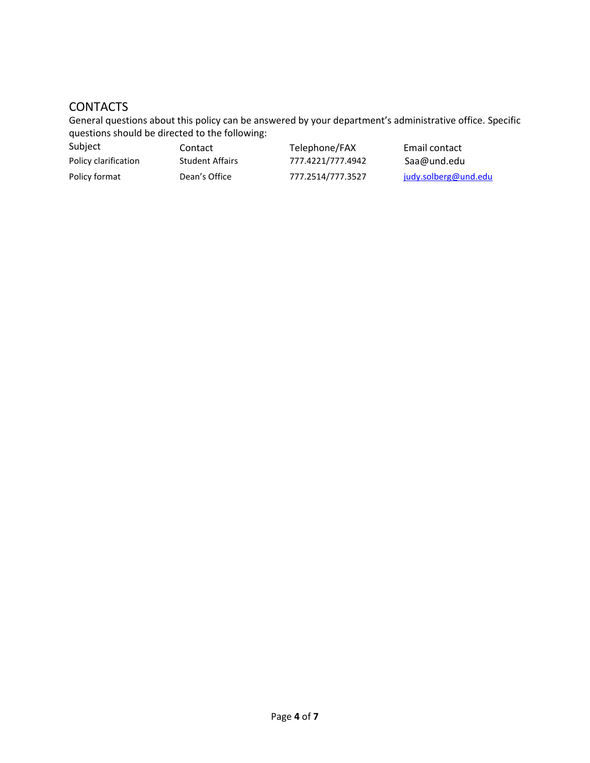## CONTACTS

General questions about this policy can be answered by your department's administrative office. Specific questions should be directed to the following:

| Subject | Contact | Telephone/FAX | Email contact |
|---|---|---|---|
| Policy clarification | Student Affairs | 777.4221/777.4942 | Saa@und.edu |
| Policy format | Dean's Office | 777.2514/777.3527 | judy.solberg@und.edu |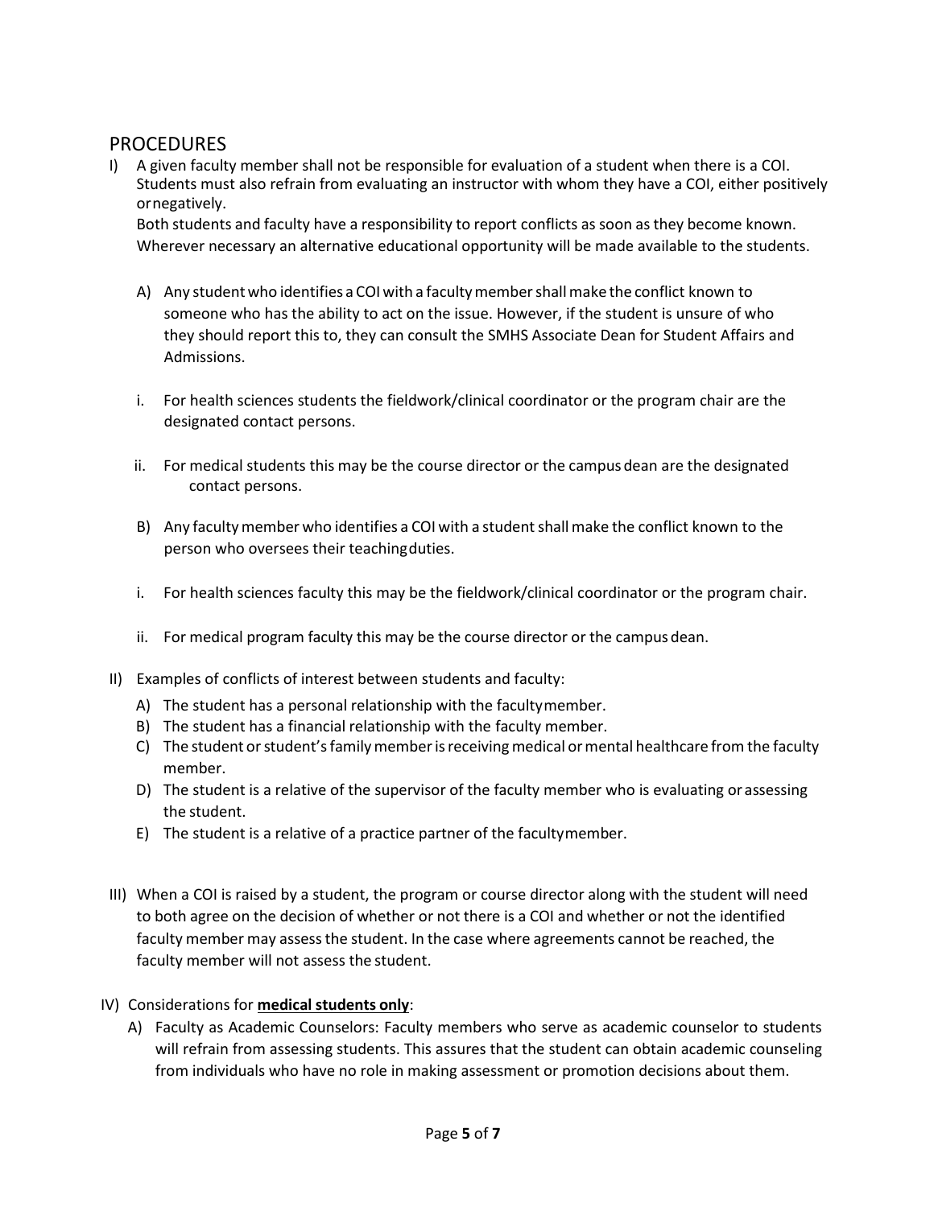## PROCEDURES

I) A given faculty member shall not be responsible for evaluation of a student when there is a COI. Students must also refrain from evaluating an instructor with whom they have a COI, either positively or negatively.

   Both students and faculty have a responsibility to report conflicts as soon as they become known. Wherever necessary an alternative educational opportunity will be made available to the students.

   A) Any student who identifies a COI with a faculty member shall make the conflict known to someone who has the ability to act on the issue. However, if the student is unsure of who they should report this to, they can consult the SMHS Associate Dean for Student Affairs and Admissions.

   i. For health sciences students the fieldwork/clinical coordinator or the program chair are the designated contact persons.

   ii. For medical students this may be the course director or the campus dean are the designated contact persons.

   B) Any faculty member who identifies a COI with a student shall make the conflict known to the person who oversees their teaching duties.

   i. For health sciences faculty this may be the fieldwork/clinical coordinator or the program chair.

   ii. For medical program faculty this may be the course director or the campus dean.

II) Examples of conflicts of interest between students and faculty:

   A) The student has a personal relationship with the faculty member.
   B) The student has a financial relationship with the faculty member.
   C) The student or student's family member is receiving medical or mental healthcare from the faculty member.
   D) The student is a relative of the supervisor of the faculty member who is evaluating or assessing the student.
   E) The student is a relative of a practice partner of the faculty member.

III) When a COI is raised by a student, the program or course director along with the student will need to both agree on the decision of whether or not there is a COI and whether or not the identified faculty member may assess the student. In the case where agreements cannot be reached, the faculty member will not assess the student.

IV) Considerations for **medical students only**:

   A) Faculty as Academic Counselors: Faculty members who serve as academic counselor to students will refrain from assessing students. This assures that the student can obtain academic counseling from individuals who have no role in making assessment or promotion decisions about them.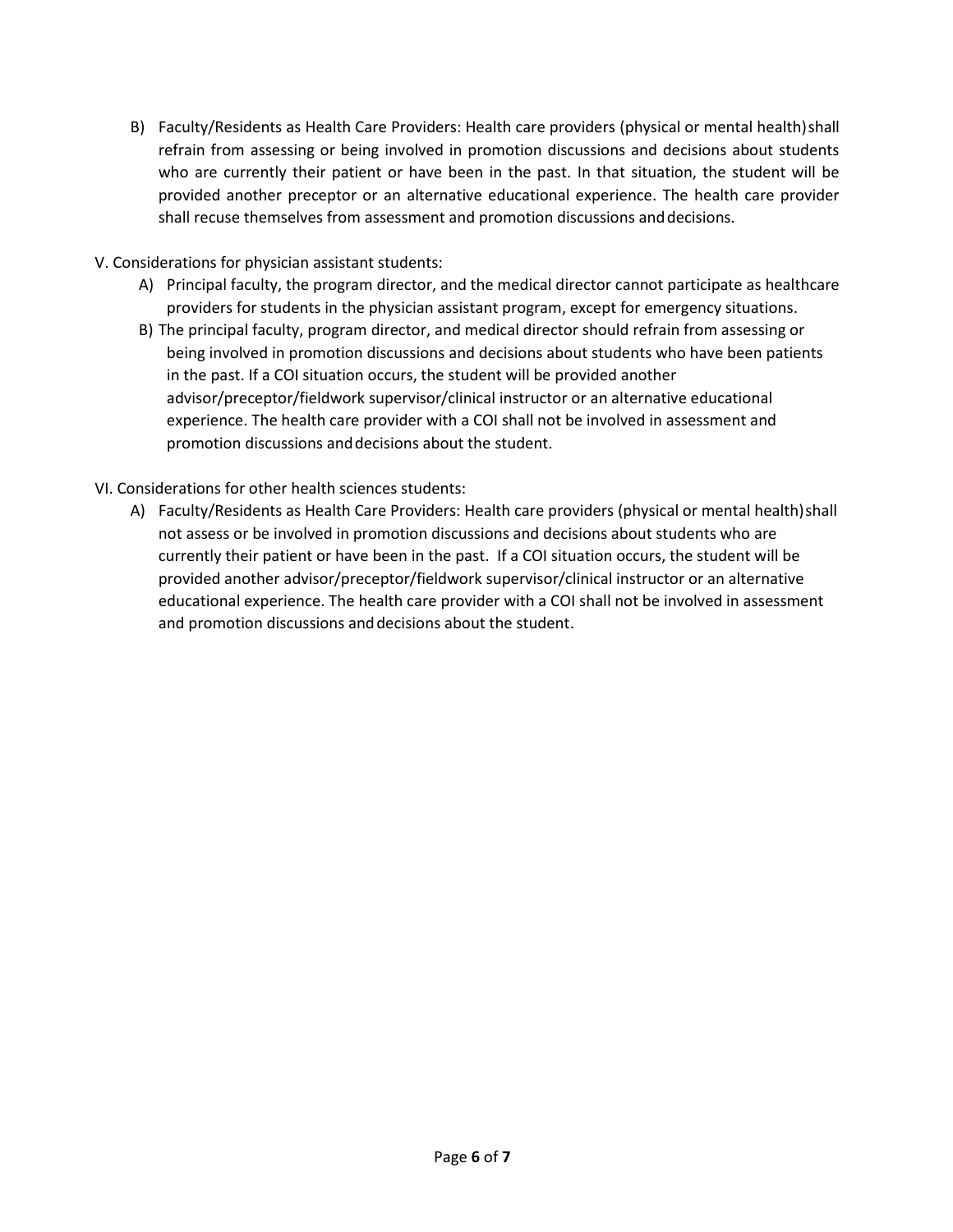B) Faculty/Residents as Health Care Providers: Health care providers (physical or mental health) shall refrain from assessing or being involved in promotion discussions and decisions about students who are currently their patient or have been in the past. In that situation, the student will be provided another preceptor or an alternative educational experience. The health care provider shall recuse themselves from assessment and promotion discussions and decisions.

V. Considerations for physician assistant students:

A) Principal faculty, the program director, and the medical director cannot participate as healthcare providers for students in the physician assistant program, except for emergency situations.

B) The principal faculty, program director, and medical director should refrain from assessing or being involved in promotion discussions and decisions about students who have been patients in the past. If a COI situation occurs, the student will be provided another advisor/preceptor/fieldwork supervisor/clinical instructor or an alternative educational experience. The health care provider with a COI shall not be involved in assessment and promotion discussions and decisions about the student.

VI. Considerations for other health sciences students:

A) Faculty/Residents as Health Care Providers: Health care providers (physical or mental health) shall not assess or be involved in promotion discussions and decisions about students who are currently their patient or have been in the past. If a COI situation occurs, the student will be provided another advisor/preceptor/fieldwork supervisor/clinical instructor or an alternative educational experience. The health care provider with a COI shall not be involved in assessment and promotion discussions and decisions about the student.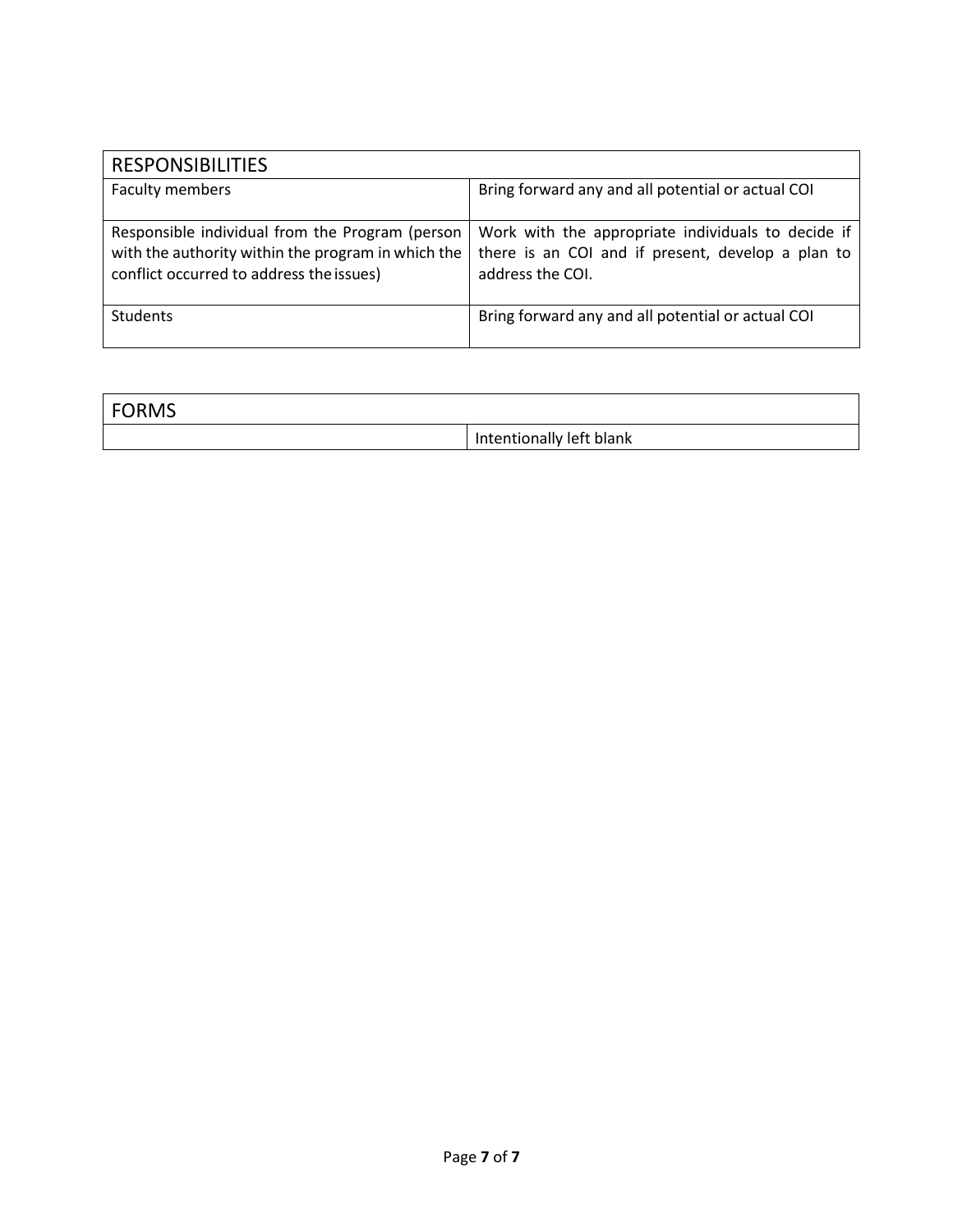| RESPONSIBILITIES | |
|---|---|
| Faculty members | Bring forward any and all potential or actual COI |
| Responsible individual from the Program (person with the authority within the program in which the conflict occurred to address the issues) | Work with the appropriate individuals to decide if there is an COI and if present, develop a plan to address the COI. |
| Students | Bring forward any and all potential or actual COI |

| FORMS | |
|---|---|
| | Intentionally left blank |